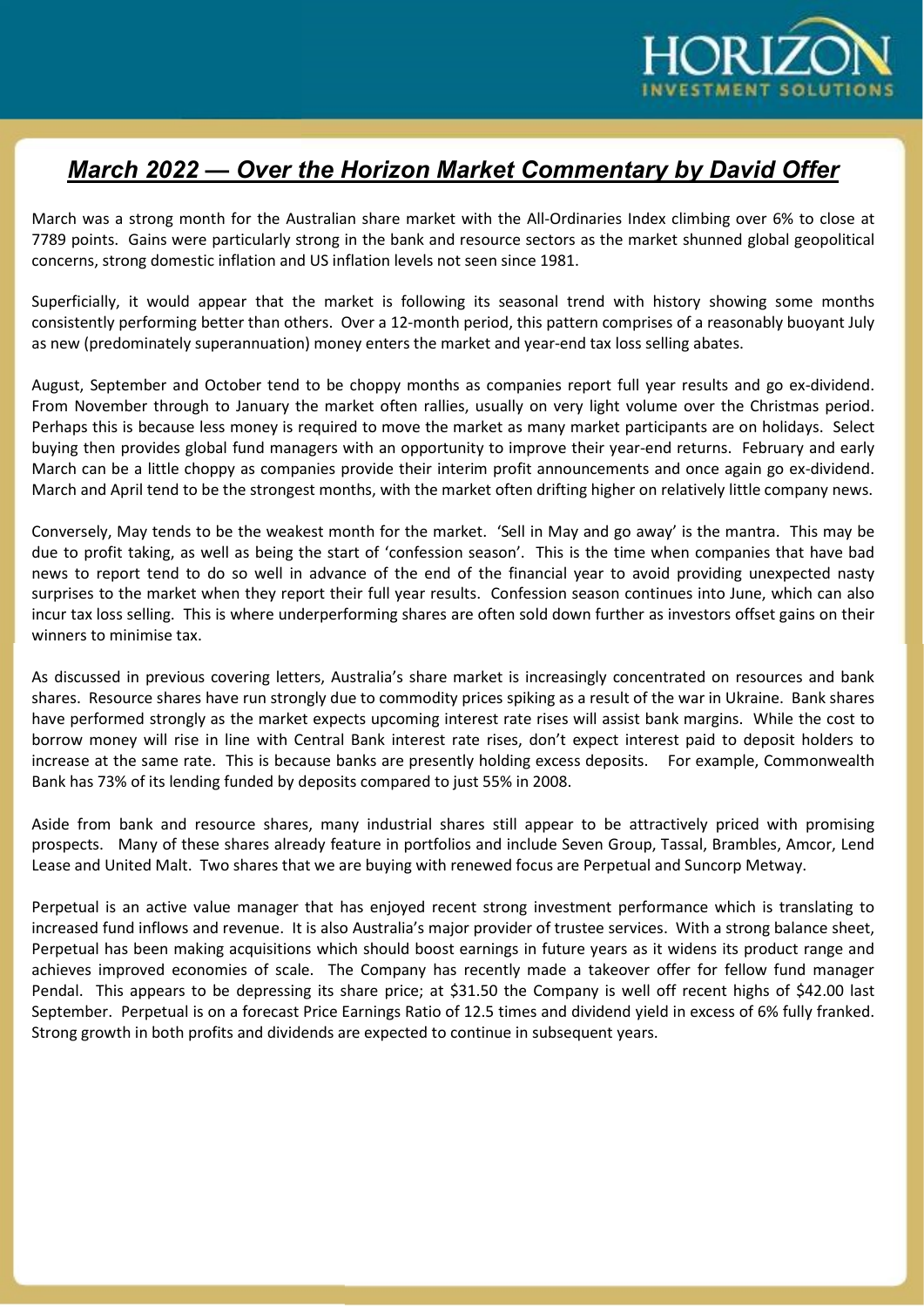# *March 2022 — Over the Horizon Market Commentary by David Offer*

March was a strong month for the Australian share market with the All-Ordinaries Index climbing over 6% to close at 7789 points. Gains were particularly strong in the bank and resource sectors as the market shunned global geopolitical concerns, strong domestic inflation and US inflation levels not seen since 1981.

Superficially, it would appear that the market is following its seasonal trend with history showing some months consistently performing better than others. Over a 12-month period, this pattern comprises of a reasonably buoyant July as new (predominately superannuation) money enters the market and year-end tax loss selling abates.

August, September and October tend to be choppy months as companies report full year results and go ex-dividend. From November through to January the market often rallies, usually on very light volume over the Christmas period. Perhaps this is because less money is required to move the market as many market participants are on holidays. Select buying then provides global fund managers with an opportunity to improve their year-end returns. February and early March can be a little choppy as companies provide their interim profit announcements and once again go ex-dividend. March and April tend to be the strongest months, with the market often drifting higher on relatively little company news.

Conversely, May tends to be the weakest month for the market. 'Sell in May and go away' is the mantra. This may be due to profit taking, as well as being the start of 'confession season'. This is the time when companies that have bad news to report tend to do so well in advance of the end of the financial year to avoid providing unexpected nasty surprises to the market when they report their full year results. Confession season continues into June, which can also incur tax loss selling. This is where underperforming shares are often sold down further as investors offset gains on their winners to minimise tax.

As discussed in previous covering letters, Australia's share market is increasingly concentrated on resources and bank shares. Resource shares have run strongly due to commodity prices spiking as a result of the war in Ukraine. Bank shares have performed strongly as the market expects upcoming interest rate rises will assist bank margins. While the cost to borrow money will rise in line with Central Bank interest rate rises, don't expect interest paid to deposit holders to increase at the same rate. This is because banks are presently holding excess deposits. For example, Commonwealth Bank has 73% of its lending funded by deposits compared to just 55% in 2008.

Aside from bank and resource shares, many industrial shares still appear to be attractively priced with promising prospects. Many of these shares already feature in portfolios and include Seven Group, Tassal, Brambles, Amcor, Lend Lease and United Malt. Two shares that we are buying with renewed focus are Perpetual and Suncorp Metway.

Perpetual is an active value manager that has enjoyed recent strong investment performance which is translating to increased fund inflows and revenue. It is also Australia's major provider of trustee services. With a strong balance sheet, Perpetual has been making acquisitions which should boost earnings in future years as it widens its product range and achieves improved economies of scale. The Company has recently made a takeover offer for fellow fund manager Pendal. This appears to be depressing its share price; at $31.50 the Company is well off recent highs of $42.00 last September. Perpetual is on a forecast Price Earnings Ratio of 12.5 times and dividend yield in excess of 6% fully franked. Strong growth in both profits and dividends are expected to continue in subsequent years.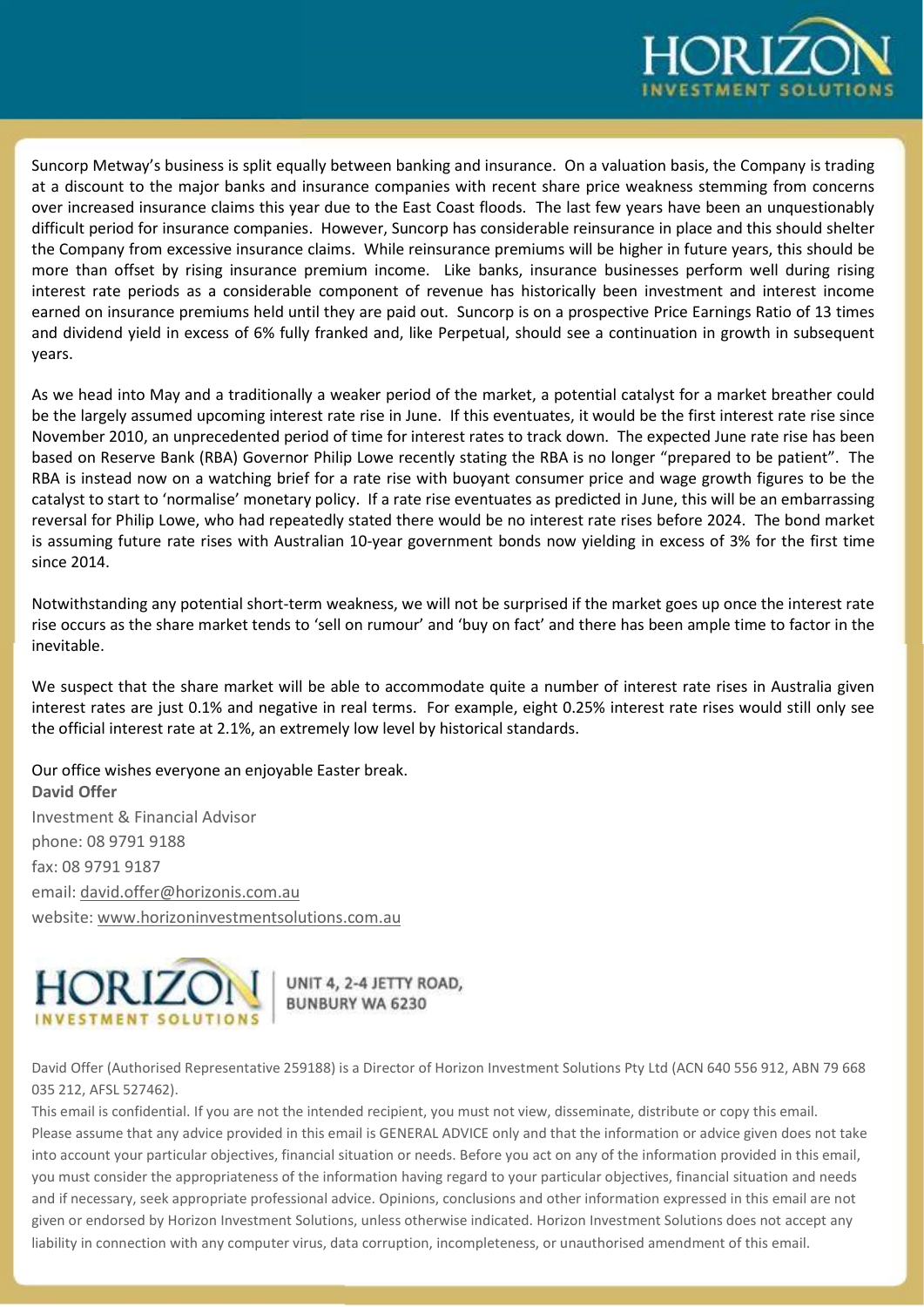Suncorp Metway's business is split equally between banking and insurance. On a valuation basis, the Company is trading at a discount to the major banks and insurance companies with recent share price weakness stemming from concerns over increased insurance claims this year due to the East Coast floods. The last few years have been an unquestionably difficult period for insurance companies. However, Suncorp has considerable reinsurance in place and this should shelter the Company from excessive insurance claims. While reinsurance premiums will be higher in future years, this should be more than offset by rising insurance premium income. Like banks, insurance businesses perform well during rising interest rate periods as a considerable component of revenue has historically been investment and interest income earned on insurance premiums held until they are paid out. Suncorp is on a prospective Price Earnings Ratio of 13 times and dividend yield in excess of 6% fully franked and, like Perpetual, should see a continuation in growth in subsequent years.

As we head into May and a traditionally a weaker period of the market, a potential catalyst for a market breather could be the largely assumed upcoming interest rate rise in June. If this eventuates, it would be the first interest rate rise since November 2010, an unprecedented period of time for interest rates to track down. The expected June rate rise has been based on Reserve Bank (RBA) Governor Philip Lowe recently stating the RBA is no longer "prepared to be patient". The RBA is instead now on a watching brief for a rate rise with buoyant consumer price and wage growth figures to be the catalyst to start to 'normalise' monetary policy. If a rate rise eventuates as predicted in June, this will be an embarrassing reversal for Philip Lowe, who had repeatedly stated there would be no interest rate rises before 2024. The bond market is assuming future rate rises with Australian 10-year government bonds now yielding in excess of 3% for the first time since 2014.

Notwithstanding any potential short-term weakness, we will not be surprised if the market goes up once the interest rate rise occurs as the share market tends to 'sell on rumour' and 'buy on fact' and there has been ample time to factor in the inevitable.

We suspect that the share market will be able to accommodate quite a number of interest rate rises in Australia given interest rates are just 0.1% and negative in real terms. For example, eight 0.25% interest rate rises would still only see the official interest rate at 2.1%, an extremely low level by historical standards.

Our office wishes everyone an enjoyable Easter break.

**David Offer**

Investment & Financial Advisor

phone: 08 9791 9188

fax: 08 9791 9187

email: david.offer@horizonis.com.au

website: www.horizoninvestmentsolutions.com.au

HORIZON INVESTMENT SOLUTIONS | UNIT 4, 2-4 JETTY ROAD, BUNBURY WA 6230

David Offer (Authorised Representative 259188) is a Director of Horizon Investment Solutions Pty Ltd (ACN 640 556 912, ABN 79 668 035 212, AFSL 527462).

This email is confidential. If you are not the intended recipient, you must not view, disseminate, distribute or copy this email. Please assume that any advice provided in this email is GENERAL ADVICE only and that the information or advice given does not take into account your particular objectives, financial situation or needs. Before you act on any of the information provided in this email, you must consider the appropriateness of the information having regard to your particular objectives, financial situation and needs and if necessary, seek appropriate professional advice. Opinions, conclusions and other information expressed in this email are not given or endorsed by Horizon Investment Solutions, unless otherwise indicated. Horizon Investment Solutions does not accept any liability in connection with any computer virus, data corruption, incompleteness, or unauthorised amendment of this email.